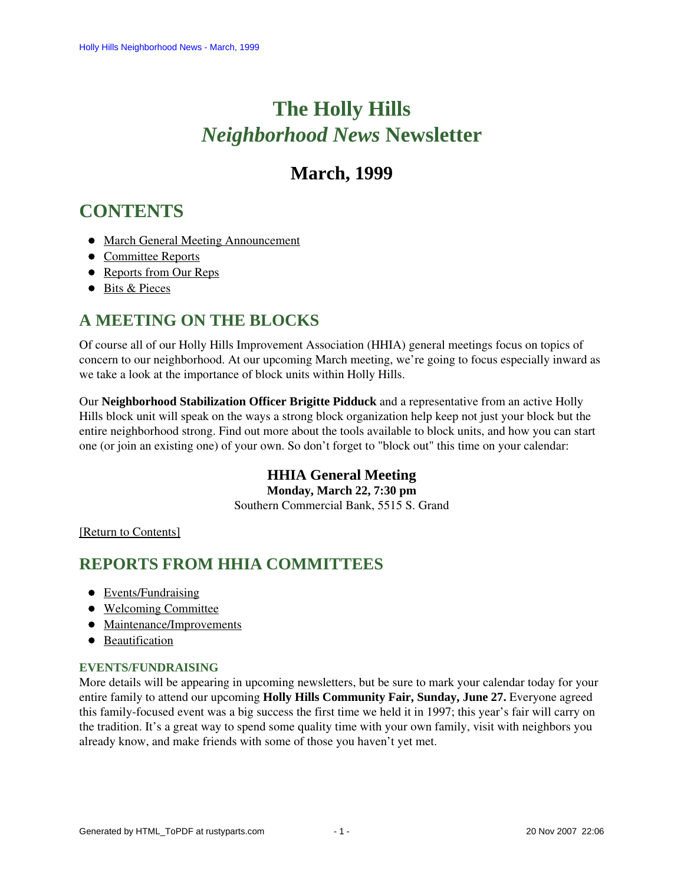# The Holly Hills *Neighborhood News* Newsletter

## March, 1999

# CONTENTS

- March General Meeting Announcement
- Committee Reports
- Reports from Our Reps
- Bits & Pieces

## A MEETING ON THE BLOCKS

Of course all of our Holly Hills Improvement Association (HHIA) general meetings focus on topics of concern to our neighborhood. At our upcoming March meeting, we're going to focus especially inward as we take a look at the importance of block units within Holly Hills.

Our **Neighborhood Stabilization Officer Brigitte Pidduck** and a representative from an active Holly Hills block unit will speak on the ways a strong block organization help keep not just your block but the entire neighborhood strong. Find out more about the tools available to block units, and how you can start one (or join an existing one) of your own. So don't forget to "block out" this time on your calendar:

**HHIA General Meeting**
**Monday, March 22, 7:30 pm**
Southern Commercial Bank, 5515 S. Grand

[Return to Contents]

## REPORTS FROM HHIA COMMITTEES

- Events/Fundraising
- Welcoming Committee
- Maintenance/Improvements
- Beautification

### EVENTS/FUNDRAISING

More details will be appearing in upcoming newsletters, but be sure to mark your calendar today for your entire family to attend our upcoming **Holly Hills Community Fair, Sunday, June 27.** Everyone agreed this family-focused event was a big success the first time we held it in 1997; this year's fair will carry on the tradition. It's a great way to spend some quality time with your own family, visit with neighbors you already know, and make friends with some of those you haven't yet met.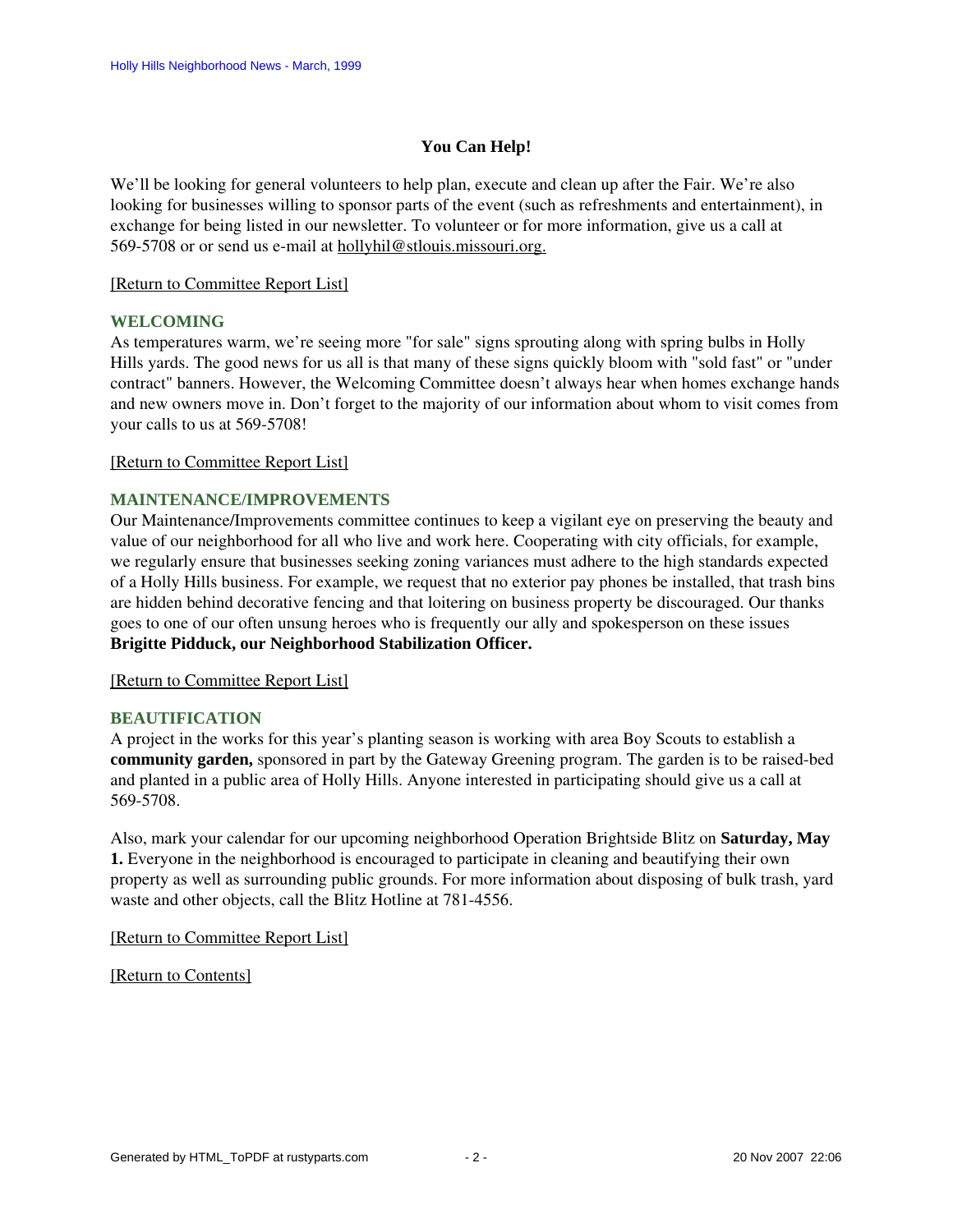**You Can Help!**

We'll be looking for general volunteers to help plan, execute and clean up after the Fair. We're also looking for businesses willing to sponsor parts of the event (such as refreshments and entertainment), in exchange for being listed in our newsletter. To volunteer or for more information, give us a call at 569-5708 or or send us e-mail at hollyhil@stlouis.missouri.org.

[Return to Committee Report List]

### WELCOMING

As temperatures warm, we're seeing more "for sale" signs sprouting along with spring bulbs in Holly Hills yards. The good news for us all is that many of these signs quickly bloom with "sold fast" or "under contract" banners. However, the Welcoming Committee doesn't always hear when homes exchange hands and new owners move in. Don't forget to the majority of our information about whom to visit comes from your calls to us at 569-5708!

[Return to Committee Report List]

### MAINTENANCE/IMPROVEMENTS

Our Maintenance/Improvements committee continues to keep a vigilant eye on preserving the beauty and value of our neighborhood for all who live and work here. Cooperating with city officials, for example, we regularly ensure that businesses seeking zoning variances must adhere to the high standards expected of a Holly Hills business. For example, we request that no exterior pay phones be installed, that trash bins are hidden behind decorative fencing and that loitering on business property be discouraged. Our thanks goes to one of our often unsung heroes who is frequently our ally and spokesperson on these issues **Brigitte Pidduck, our Neighborhood Stabilization Officer.**

[Return to Committee Report List]

### BEAUTIFICATION

A project in the works for this year's planting season is working with area Boy Scouts to establish a **community garden,** sponsored in part by the Gateway Greening program. The garden is to be raised-bed and planted in a public area of Holly Hills. Anyone interested in participating should give us a call at 569-5708.

Also, mark your calendar for our upcoming neighborhood Operation Brightside Blitz on **Saturday, May 1.** Everyone in the neighborhood is encouraged to participate in cleaning and beautifying their own property as well as surrounding public grounds. For more information about disposing of bulk trash, yard waste and other objects, call the Blitz Hotline at 781-4556.

[Return to Committee Report List]

[Return to Contents]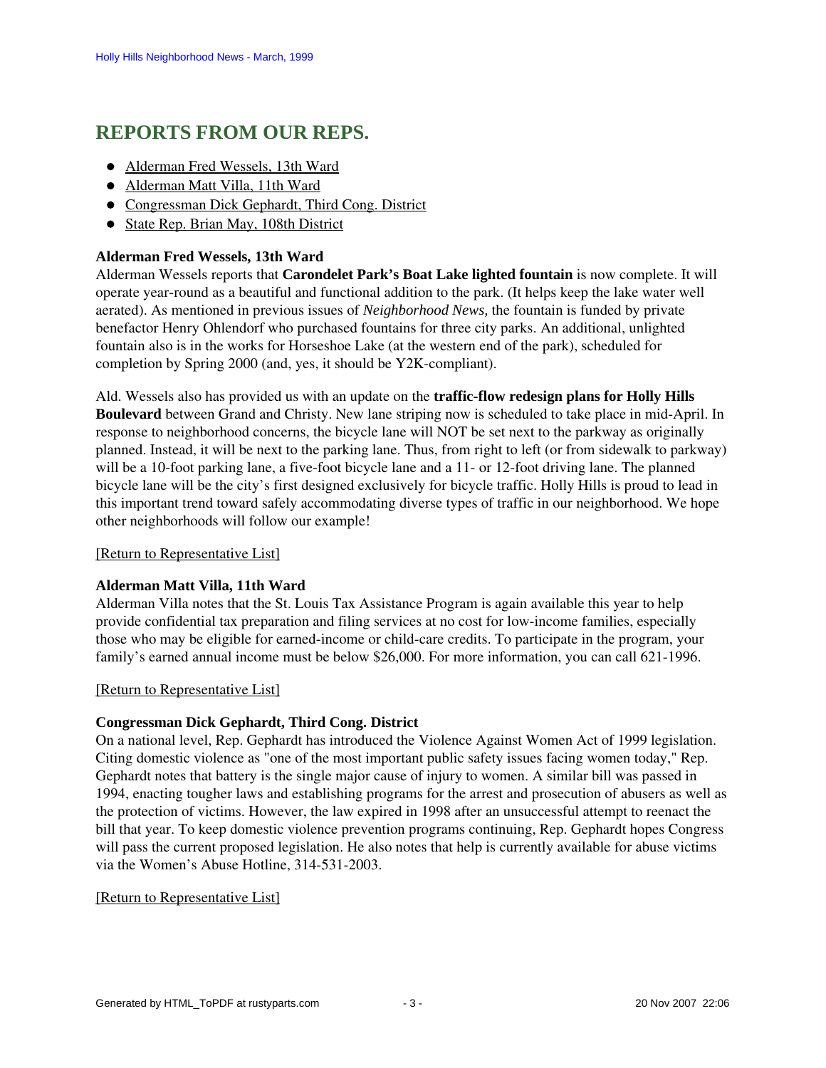## REPORTS FROM OUR REPS.

- Alderman Fred Wessels, 13th Ward
- Alderman Matt Villa, 11th Ward
- Congressman Dick Gephardt, Third Cong. District
- State Rep. Brian May, 108th District

**Alderman Fred Wessels, 13th Ward**
Alderman Wessels reports that **Carondelet Park's Boat Lake lighted fountain** is now complete. It will operate year-round as a beautiful and functional addition to the park. (It helps keep the lake water well aerated). As mentioned in previous issues of *Neighborhood News,* the fountain is funded by private benefactor Henry Ohlendorf who purchased fountains for three city parks. An additional, unlighted fountain also is in the works for Horseshoe Lake (at the western end of the park), scheduled for completion by Spring 2000 (and, yes, it should be Y2K-compliant).

Ald. Wessels also has provided us with an update on the **traffic-flow redesign plans for Holly Hills Boulevard** between Grand and Christy. New lane striping now is scheduled to take place in mid-April. In response to neighborhood concerns, the bicycle lane will NOT be set next to the parkway as originally planned. Instead, it will be next to the parking lane. Thus, from right to left (or from sidewalk to parkway) will be a 10-foot parking lane, a five-foot bicycle lane and a 11- or 12-foot driving lane. The planned bicycle lane will be the city's first designed exclusively for bicycle traffic. Holly Hills is proud to lead in this important trend toward safely accommodating diverse types of traffic in our neighborhood. We hope other neighborhoods will follow our example!

[Return to Representative List]

**Alderman Matt Villa, 11th Ward**
Alderman Villa notes that the St. Louis Tax Assistance Program is again available this year to help provide confidential tax preparation and filing services at no cost for low-income families, especially those who may be eligible for earned-income or child-care credits. To participate in the program, your family's earned annual income must be below $26,000. For more information, you can call 621-1996.

[Return to Representative List]

**Congressman Dick Gephardt, Third Cong. District**
On a national level, Rep. Gephardt has introduced the Violence Against Women Act of 1999 legislation. Citing domestic violence as "one of the most important public safety issues facing women today," Rep. Gephardt notes that battery is the single major cause of injury to women. A similar bill was passed in 1994, enacting tougher laws and establishing programs for the arrest and prosecution of abusers as well as the protection of victims. However, the law expired in 1998 after an unsuccessful attempt to reenact the bill that year. To keep domestic violence prevention programs continuing, Rep. Gephardt hopes Congress will pass the current proposed legislation. He also notes that help is currently available for abuse victims via the Women's Abuse Hotline, 314-531-2003.

[Return to Representative List]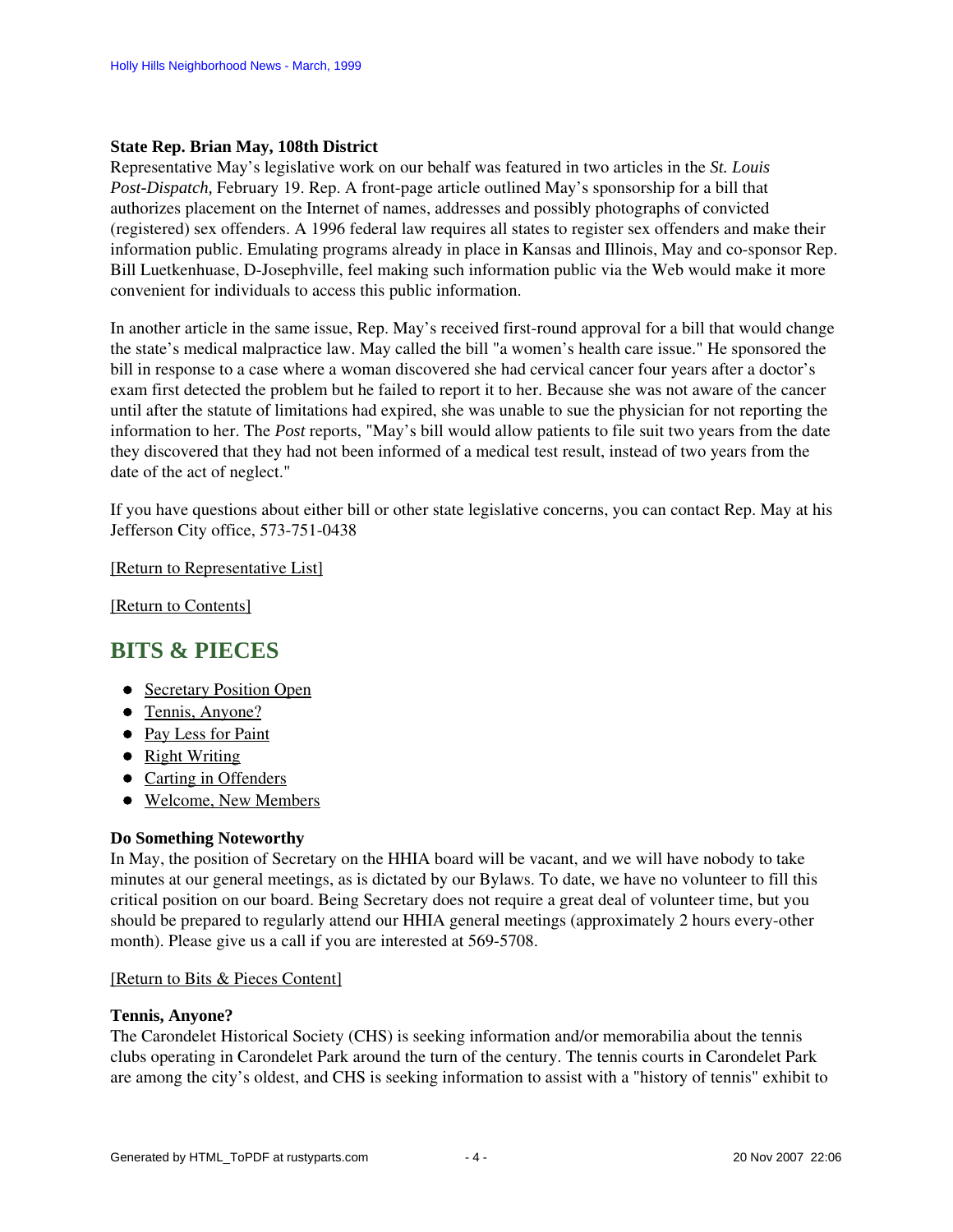**State Rep. Brian May, 108th District**
Representative May's legislative work on our behalf was featured in two articles in the *St. Louis Post-Dispatch,* February 19. Rep. A front-page article outlined May's sponsorship for a bill that authorizes placement on the Internet of names, addresses and possibly photographs of convicted (registered) sex offenders. A 1996 federal law requires all states to register sex offenders and make their information public. Emulating programs already in place in Kansas and Illinois, May and co-sponsor Rep. Bill Luetkenhuase, D-Josephville, feel making such information public via the Web would make it more convenient for individuals to access this public information.

In another article in the same issue, Rep. May's received first-round approval for a bill that would change the state's medical malpractice law. May called the bill "a women's health care issue." He sponsored the bill in response to a case where a woman discovered she had cervical cancer four years after a doctor's exam first detected the problem but he failed to report it to her. Because she was not aware of the cancer until after the statute of limitations had expired, she was unable to sue the physician for not reporting the information to her. The *Post* reports, "May's bill would allow patients to file suit two years from the date they discovered that they had not been informed of a medical test result, instead of two years from the date of the act of neglect."

If you have questions about either bill or other state legislative concerns, you can contact Rep. May at his Jefferson City office, 573-751-0438

[Return to Representative List]

[Return to Contents]

## BITS & PIECES

- Secretary Position Open
- Tennis, Anyone?
- Pay Less for Paint
- Right Writing
- Carting in Offenders
- Welcome, New Members

**Do Something Noteworthy**
In May, the position of Secretary on the HHIA board will be vacant, and we will have nobody to take minutes at our general meetings, as is dictated by our Bylaws. To date, we have no volunteer to fill this critical position on our board. Being Secretary does not require a great deal of volunteer time, but you should be prepared to regularly attend our HHIA general meetings (approximately 2 hours every-other month). Please give us a call if you are interested at 569-5708.

[Return to Bits & Pieces Content]

**Tennis, Anyone?**
The Carondelet Historical Society (CHS) is seeking information and/or memorabilia about the tennis clubs operating in Carondelet Park around the turn of the century. The tennis courts in Carondelet Park are among the city's oldest, and CHS is seeking information to assist with a "history of tennis" exhibit to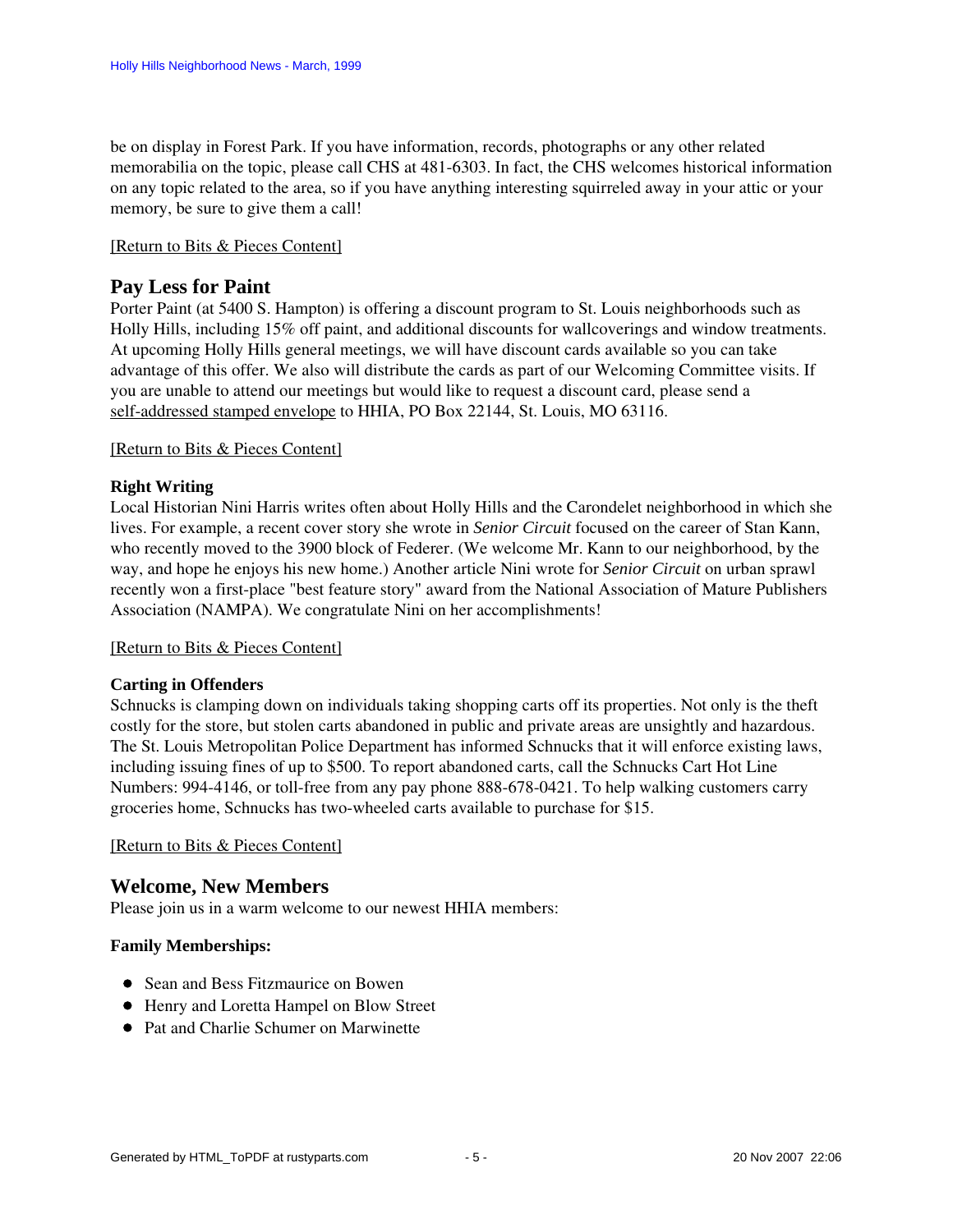be on display in Forest Park. If you have information, records, photographs or any other related memorabilia on the topic, please call CHS at 481-6303. In fact, the CHS welcomes historical information on any topic related to the area, so if you have anything interesting squirreled away in your attic or your memory, be sure to give them a call!

[Return to Bits & Pieces Content]

## Pay Less for Paint

Porter Paint (at 5400 S. Hampton) is offering a discount program to St. Louis neighborhoods such as Holly Hills, including 15% off paint, and additional discounts for wallcoverings and window treatments. At upcoming Holly Hills general meetings, we will have discount cards available so you can take advantage of this offer. We also will distribute the cards as part of our Welcoming Committee visits. If you are unable to attend our meetings but would like to request a discount card, please send a self-addressed stamped envelope to HHIA, PO Box 22144, St. Louis, MO 63116.

[Return to Bits & Pieces Content]

**Right Writing**

Local Historian Nini Harris writes often about Holly Hills and the Carondelet neighborhood in which she lives. For example, a recent cover story she wrote in *Senior Circuit* focused on the career of Stan Kann, who recently moved to the 3900 block of Federer. (We welcome Mr. Kann to our neighborhood, by the way, and hope he enjoys his new home.) Another article Nini wrote for *Senior Circuit* on urban sprawl recently won a first-place "best feature story" award from the National Association of Mature Publishers Association (NAMPA). We congratulate Nini on her accomplishments!

[Return to Bits & Pieces Content]

**Carting in Offenders**

Schnucks is clamping down on individuals taking shopping carts off its properties. Not only is the theft costly for the store, but stolen carts abandoned in public and private areas are unsightly and hazardous. The St. Louis Metropolitan Police Department has informed Schnucks that it will enforce existing laws, including issuing fines of up to $500. To report abandoned carts, call the Schnucks Cart Hot Line Numbers: 994-4146, or toll-free from any pay phone 888-678-0421. To help walking customers carry groceries home, Schnucks has two-wheeled carts available to purchase for $15.

[Return to Bits & Pieces Content]

## Welcome, New Members

Please join us in a warm welcome to our newest HHIA members:

**Family Memberships:**

- Sean and Bess Fitzmaurice on Bowen
- Henry and Loretta Hampel on Blow Street
- Pat and Charlie Schumer on Marwinette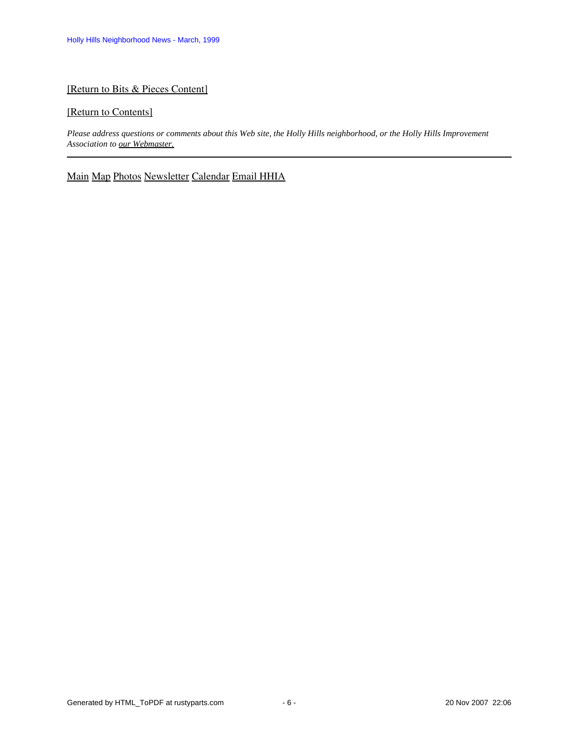[Return to Bits & Pieces Content]

[Return to Contents]

*Please address questions or comments about this Web site, the Holly Hills neighborhood, or the Holly Hills Improvement Association to our Webmaster.*

---

Main Map Photos Newsletter Calendar Email HHIA